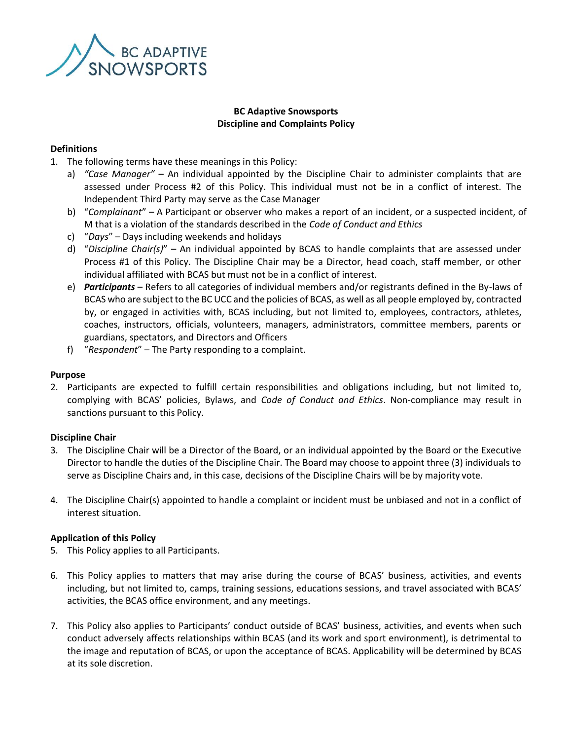**BC Adaptive Snowsports**
**Discipline and Complaints Policy**

**Definitions**

1. The following terms have these meanings in this Policy:
   a) *"Case Manager"* – An individual appointed by the Discipline Chair to administer complaints that are assessed under Process #2 of this Policy. This individual must not be in a conflict of interest. The Independent Third Party may serve as the Case Manager
   b) "*Complainant*" – A Participant or observer who makes a report of an incident, or a suspected incident, of M that is a violation of the standards described in the *Code of Conduct and Ethics*
   c) "*Days*" – Days including weekends and holidays
   d) "*Discipline Chair(s)*" – An individual appointed by BCAS to handle complaints that are assessed under Process #1 of this Policy. The Discipline Chair may be a Director, head coach, staff member, or other individual affiliated with BCAS but must not be in a conflict of interest.
   e) ***Participants*** – Refers to all categories of individual members and/or registrants defined in the By-laws of BCAS who are subject to the BC UCC and the policies of BCAS, as well as all people employed by, contracted by, or engaged in activities with, BCAS including, but not limited to, employees, contractors, athletes, coaches, instructors, officials, volunteers, managers, administrators, committee members, parents or guardians, spectators, and Directors and Officers
   f) "*Respondent*" – The Party responding to a complaint.

**Purpose**

2. Participants are expected to fulfill certain responsibilities and obligations including, but not limited to, complying with BCAS' policies, Bylaws, and *Code of Conduct and Ethics*. Non-compliance may result in sanctions pursuant to this Policy.

**Discipline Chair**

3. The Discipline Chair will be a Director of the Board, or an individual appointed by the Board or the Executive Director to handle the duties of the Discipline Chair. The Board may choose to appoint three (3) individuals to serve as Discipline Chairs and, in this case, decisions of the Discipline Chairs will be by majority vote.

4. The Discipline Chair(s) appointed to handle a complaint or incident must be unbiased and not in a conflict of interest situation.

**Application of this Policy**

5. This Policy applies to all Participants.

6. This Policy applies to matters that may arise during the course of BCAS' business, activities, and events including, but not limited to, camps, training sessions, educations sessions, and travel associated with BCAS' activities, the BCAS office environment, and any meetings.

7. This Policy also applies to Participants' conduct outside of BCAS' business, activities, and events when such conduct adversely affects relationships within BCAS (and its work and sport environment), is detrimental to the image and reputation of BCAS, or upon the acceptance of BCAS. Applicability will be determined by BCAS at its sole discretion.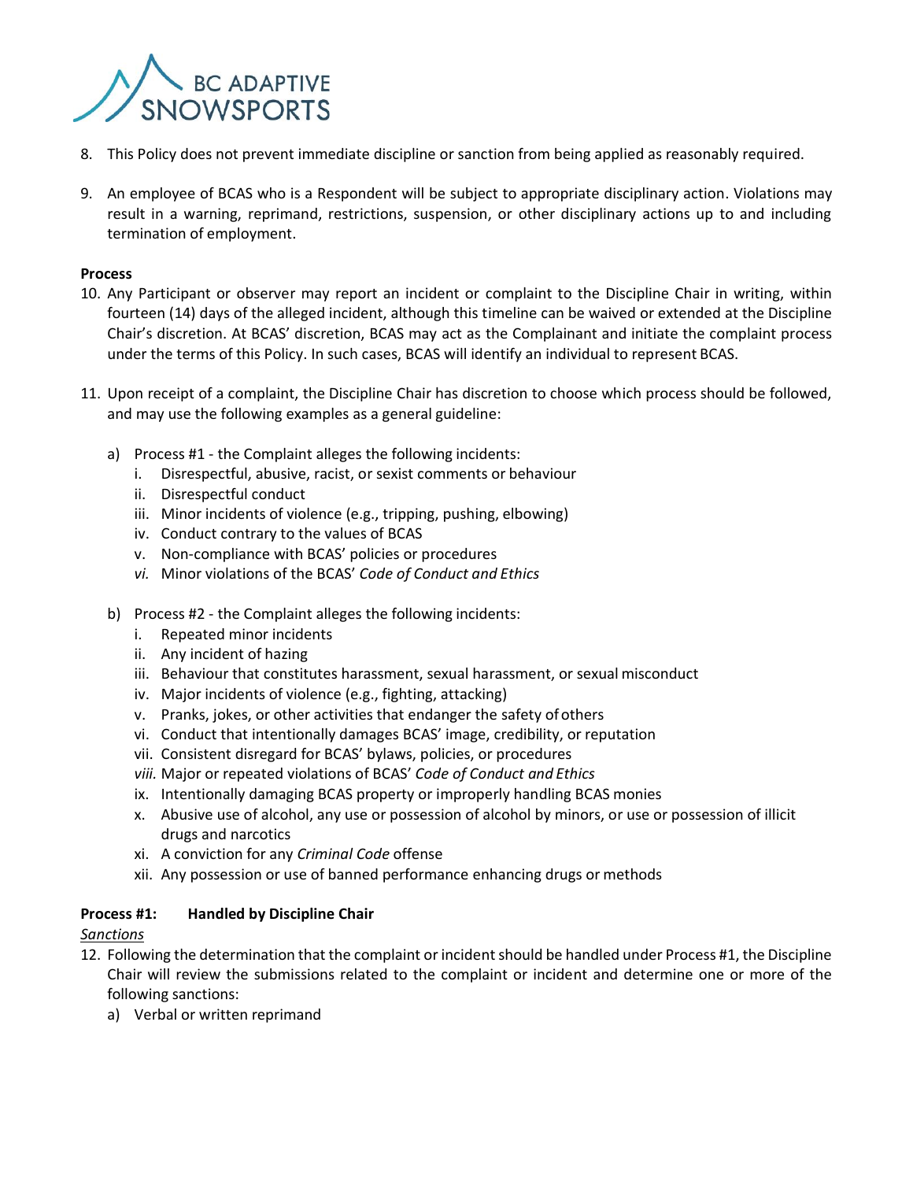8. This Policy does not prevent immediate discipline or sanction from being applied as reasonably required.

9. An employee of BCAS who is a Respondent will be subject to appropriate disciplinary action. Violations may result in a warning, reprimand, restrictions, suspension, or other disciplinary actions up to and including termination of employment.

**Process**

10. Any Participant or observer may report an incident or complaint to the Discipline Chair in writing, within fourteen (14) days of the alleged incident, although this timeline can be waived or extended at the Discipline Chair's discretion. At BCAS' discretion, BCAS may act as the Complainant and initiate the complaint process under the terms of this Policy. In such cases, BCAS will identify an individual to represent BCAS.

11. Upon receipt of a complaint, the Discipline Chair has discretion to choose which process should be followed, and may use the following examples as a general guideline:

    a) Process #1 - the Complaint alleges the following incidents:
        i. Disrespectful, abusive, racist, or sexist comments or behaviour
        ii. Disrespectful conduct
        iii. Minor incidents of violence (e.g., tripping, pushing, elbowing)
        iv. Conduct contrary to the values of BCAS
        v. Non-compliance with BCAS' policies or procedures
        *vi.* Minor violations of the BCAS' *Code of Conduct and Ethics*

    b) Process #2 - the Complaint alleges the following incidents:
        i. Repeated minor incidents
        ii. Any incident of hazing
        iii. Behaviour that constitutes harassment, sexual harassment, or sexual misconduct
        iv. Major incidents of violence (e.g., fighting, attacking)
        v. Pranks, jokes, or other activities that endanger the safety of others
        vi. Conduct that intentionally damages BCAS' image, credibility, or reputation
        vii. Consistent disregard for BCAS' bylaws, policies, or procedures
        *viii.* Major or repeated violations of BCAS' *Code of Conduct and Ethics*
        ix. Intentionally damaging BCAS property or improperly handling BCAS monies
        x. Abusive use of alcohol, any use or possession of alcohol by minors, or use or possession of illicit drugs and narcotics
        xi. A conviction for any *Criminal Code* offense
        xii. Any possession or use of banned performance enhancing drugs or methods

**Process #1: Handled by Discipline Chair**

*Sanctions*

12. Following the determination that the complaint or incident should be handled under Process #1, the Discipline Chair will review the submissions related to the complaint or incident and determine one or more of the following sanctions:
    a) Verbal or written reprimand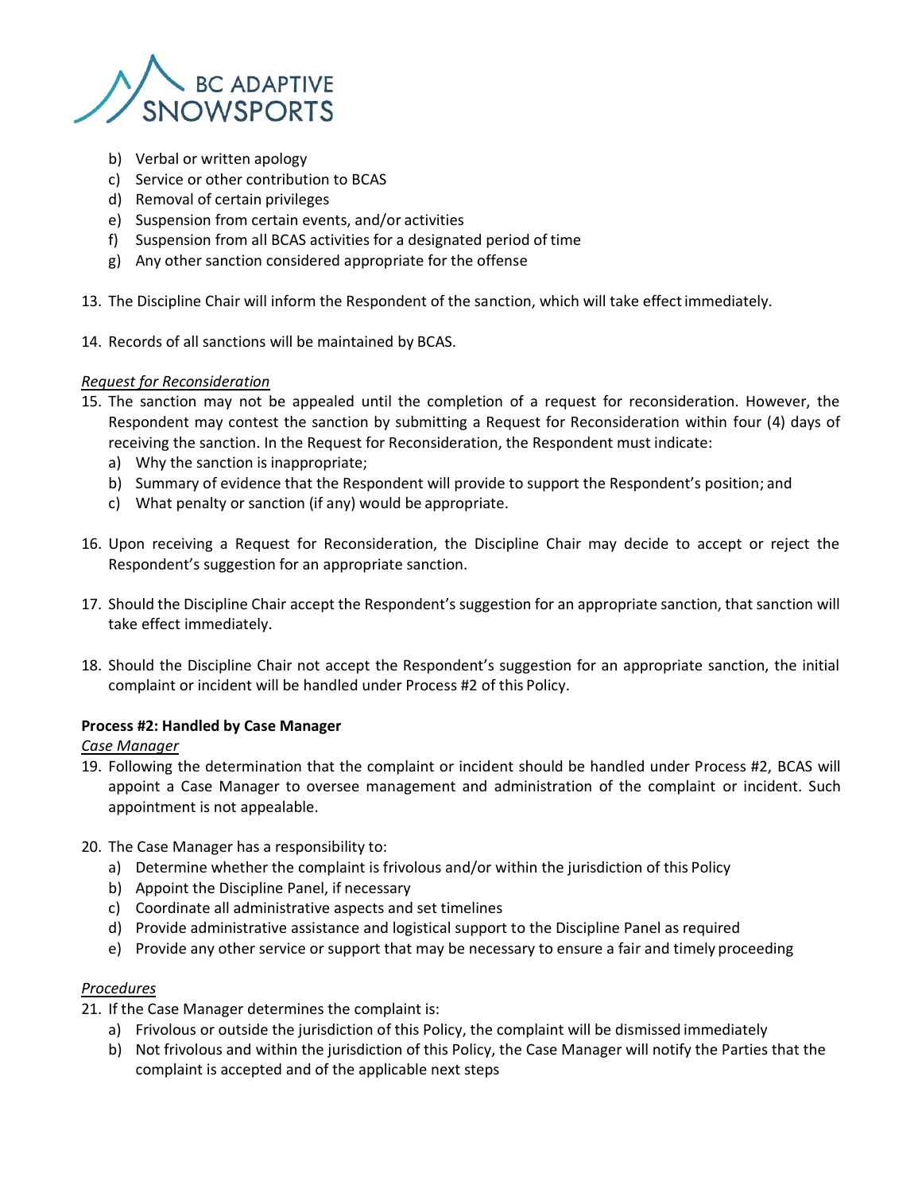b) Verbal or written apology
c) Service or other contribution to BCAS
d) Removal of certain privileges
e) Suspension from certain events, and/or activities
f) Suspension from all BCAS activities for a designated period of time
g) Any other sanction considered appropriate for the offense

13. The Discipline Chair will inform the Respondent of the sanction, which will take effect immediately.

14. Records of all sanctions will be maintained by BCAS.

*Request for Reconsideration*

15. The sanction may not be appealed until the completion of a request for reconsideration. However, the Respondent may contest the sanction by submitting a Request for Reconsideration within four (4) days of receiving the sanction. In the Request for Reconsideration, the Respondent must indicate:
    a) Why the sanction is inappropriate;
    b) Summary of evidence that the Respondent will provide to support the Respondent's position; and
    c) What penalty or sanction (if any) would be appropriate.

16. Upon receiving a Request for Reconsideration, the Discipline Chair may decide to accept or reject the Respondent's suggestion for an appropriate sanction.

17. Should the Discipline Chair accept the Respondent's suggestion for an appropriate sanction, that sanction will take effect immediately.

18. Should the Discipline Chair not accept the Respondent's suggestion for an appropriate sanction, the initial complaint or incident will be handled under Process #2 of this Policy.

**Process #2: Handled by Case Manager**

*Case Manager*

19. Following the determination that the complaint or incident should be handled under Process #2, BCAS will appoint a Case Manager to oversee management and administration of the complaint or incident. Such appointment is not appealable.

20. The Case Manager has a responsibility to:
    a) Determine whether the complaint is frivolous and/or within the jurisdiction of this Policy
    b) Appoint the Discipline Panel, if necessary
    c) Coordinate all administrative aspects and set timelines
    d) Provide administrative assistance and logistical support to the Discipline Panel as required
    e) Provide any other service or support that may be necessary to ensure a fair and timely proceeding

*Procedures*

21. If the Case Manager determines the complaint is:
    a) Frivolous or outside the jurisdiction of this Policy, the complaint will be dismissed immediately
    b) Not frivolous and within the jurisdiction of this Policy, the Case Manager will notify the Parties that the complaint is accepted and of the applicable next steps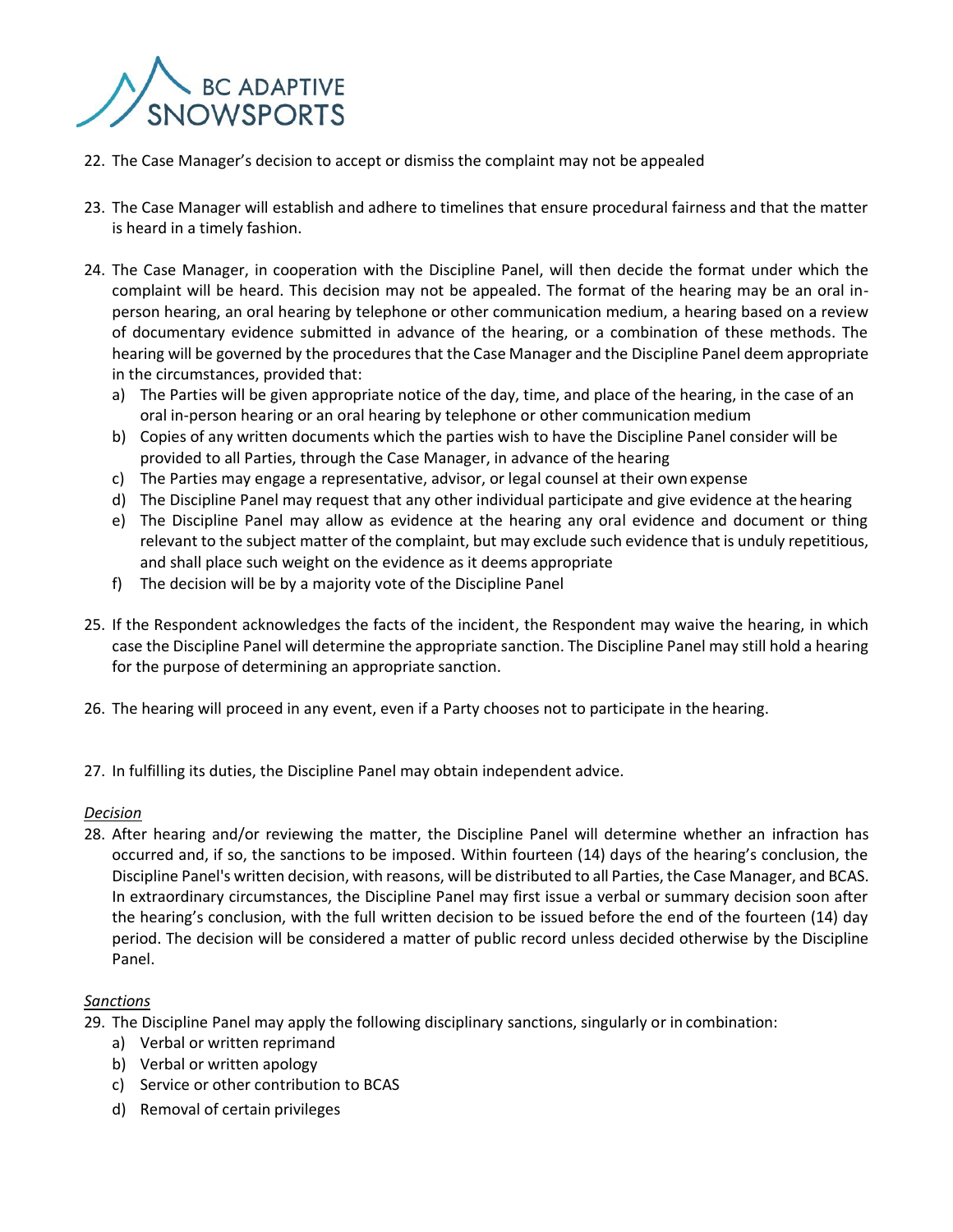22. The Case Manager's decision to accept or dismiss the complaint may not be appealed

23. The Case Manager will establish and adhere to timelines that ensure procedural fairness and that the matter is heard in a timely fashion.

24. The Case Manager, in cooperation with the Discipline Panel, will then decide the format under which the complaint will be heard. This decision may not be appealed. The format of the hearing may be an oral in-person hearing, an oral hearing by telephone or other communication medium, a hearing based on a review of documentary evidence submitted in advance of the hearing, or a combination of these methods. The hearing will be governed by the procedures that the Case Manager and the Discipline Panel deem appropriate in the circumstances, provided that:
    a) The Parties will be given appropriate notice of the day, time, and place of the hearing, in the case of an oral in-person hearing or an oral hearing by telephone or other communication medium
    b) Copies of any written documents which the parties wish to have the Discipline Panel consider will be provided to all Parties, through the Case Manager, in advance of the hearing
    c) The Parties may engage a representative, advisor, or legal counsel at their own expense
    d) The Discipline Panel may request that any other individual participate and give evidence at the hearing
    e) The Discipline Panel may allow as evidence at the hearing any oral evidence and document or thing relevant to the subject matter of the complaint, but may exclude such evidence that is unduly repetitious, and shall place such weight on the evidence as it deems appropriate
    f) The decision will be by a majority vote of the Discipline Panel

25. If the Respondent acknowledges the facts of the incident, the Respondent may waive the hearing, in which case the Discipline Panel will determine the appropriate sanction. The Discipline Panel may still hold a hearing for the purpose of determining an appropriate sanction.

26. The hearing will proceed in any event, even if a Party chooses not to participate in the hearing.

27. In fulfilling its duties, the Discipline Panel may obtain independent advice.

*Decision*

28. After hearing and/or reviewing the matter, the Discipline Panel will determine whether an infraction has occurred and, if so, the sanctions to be imposed. Within fourteen (14) days of the hearing's conclusion, the Discipline Panel's written decision, with reasons, will be distributed to all Parties, the Case Manager, and BCAS. In extraordinary circumstances, the Discipline Panel may first issue a verbal or summary decision soon after the hearing's conclusion, with the full written decision to be issued before the end of the fourteen (14) day period. The decision will be considered a matter of public record unless decided otherwise by the Discipline Panel.

*Sanctions*

29. The Discipline Panel may apply the following disciplinary sanctions, singularly or in combination:
    a) Verbal or written reprimand
    b) Verbal or written apology
    c) Service or other contribution to BCAS
    d) Removal of certain privileges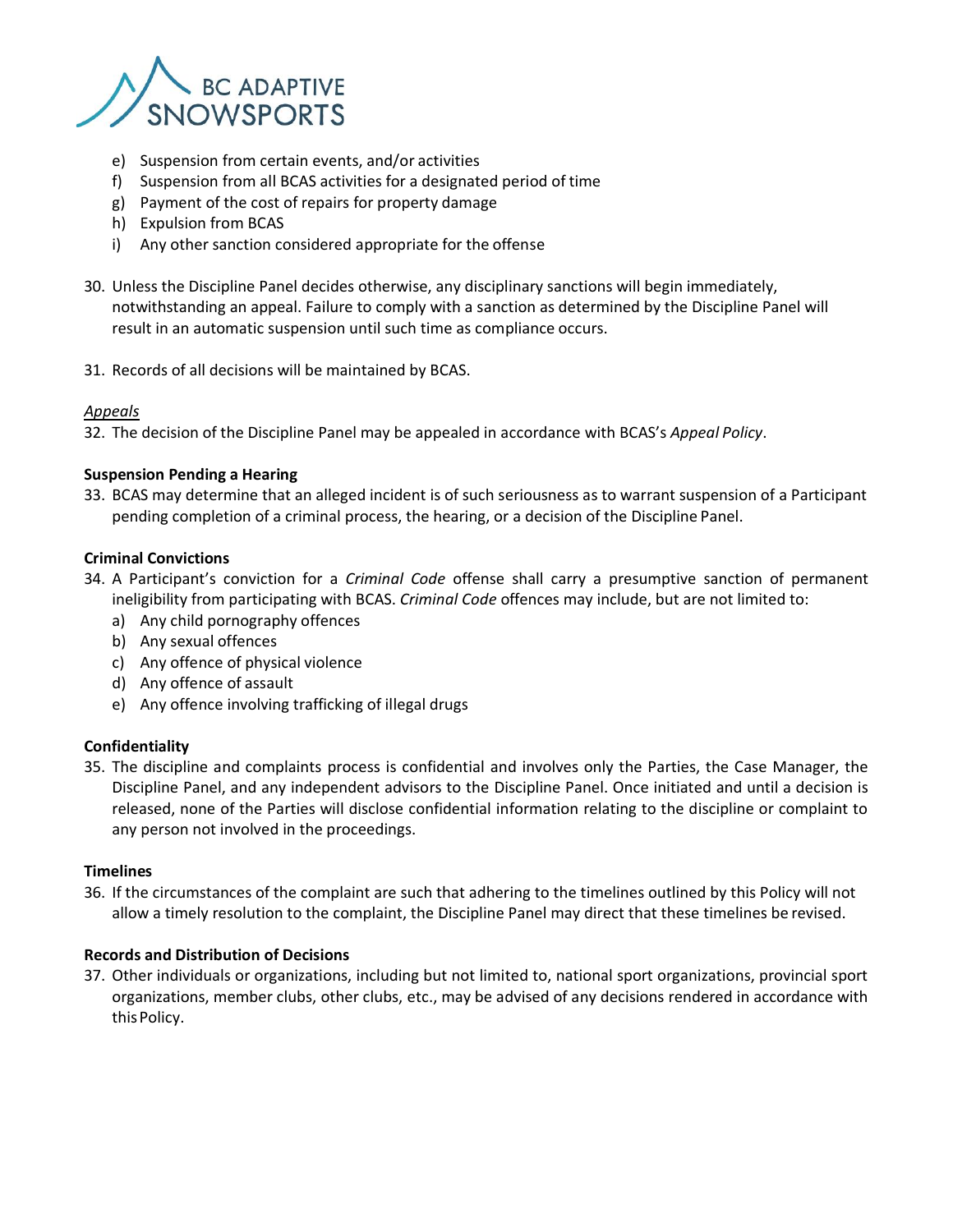e) Suspension from certain events, and/or activities
f) Suspension from all BCAS activities for a designated period of time
g) Payment of the cost of repairs for property damage
h) Expulsion from BCAS
i) Any other sanction considered appropriate for the offense

30. Unless the Discipline Panel decides otherwise, any disciplinary sanctions will begin immediately, notwithstanding an appeal. Failure to comply with a sanction as determined by the Discipline Panel will result in an automatic suspension until such time as compliance occurs.

31. Records of all decisions will be maintained by BCAS.

*Appeals*

32. The decision of the Discipline Panel may be appealed in accordance with BCAS's *Appeal Policy*.

**Suspension Pending a Hearing**

33. BCAS may determine that an alleged incident is of such seriousness as to warrant suspension of a Participant pending completion of a criminal process, the hearing, or a decision of the Discipline Panel.

**Criminal Convictions**

34. A Participant's conviction for a *Criminal Code* offense shall carry a presumptive sanction of permanent ineligibility from participating with BCAS. *Criminal Code* offences may include, but are not limited to:
    a) Any child pornography offences
    b) Any sexual offences
    c) Any offence of physical violence
    d) Any offence of assault
    e) Any offence involving trafficking of illegal drugs

**Confidentiality**

35. The discipline and complaints process is confidential and involves only the Parties, the Case Manager, the Discipline Panel, and any independent advisors to the Discipline Panel. Once initiated and until a decision is released, none of the Parties will disclose confidential information relating to the discipline or complaint to any person not involved in the proceedings.

**Timelines**

36. If the circumstances of the complaint are such that adhering to the timelines outlined by this Policy will not allow a timely resolution to the complaint, the Discipline Panel may direct that these timelines be revised.

**Records and Distribution of Decisions**

37. Other individuals or organizations, including but not limited to, national sport organizations, provincial sport organizations, member clubs, other clubs, etc., may be advised of any decisions rendered in accordance with this Policy.